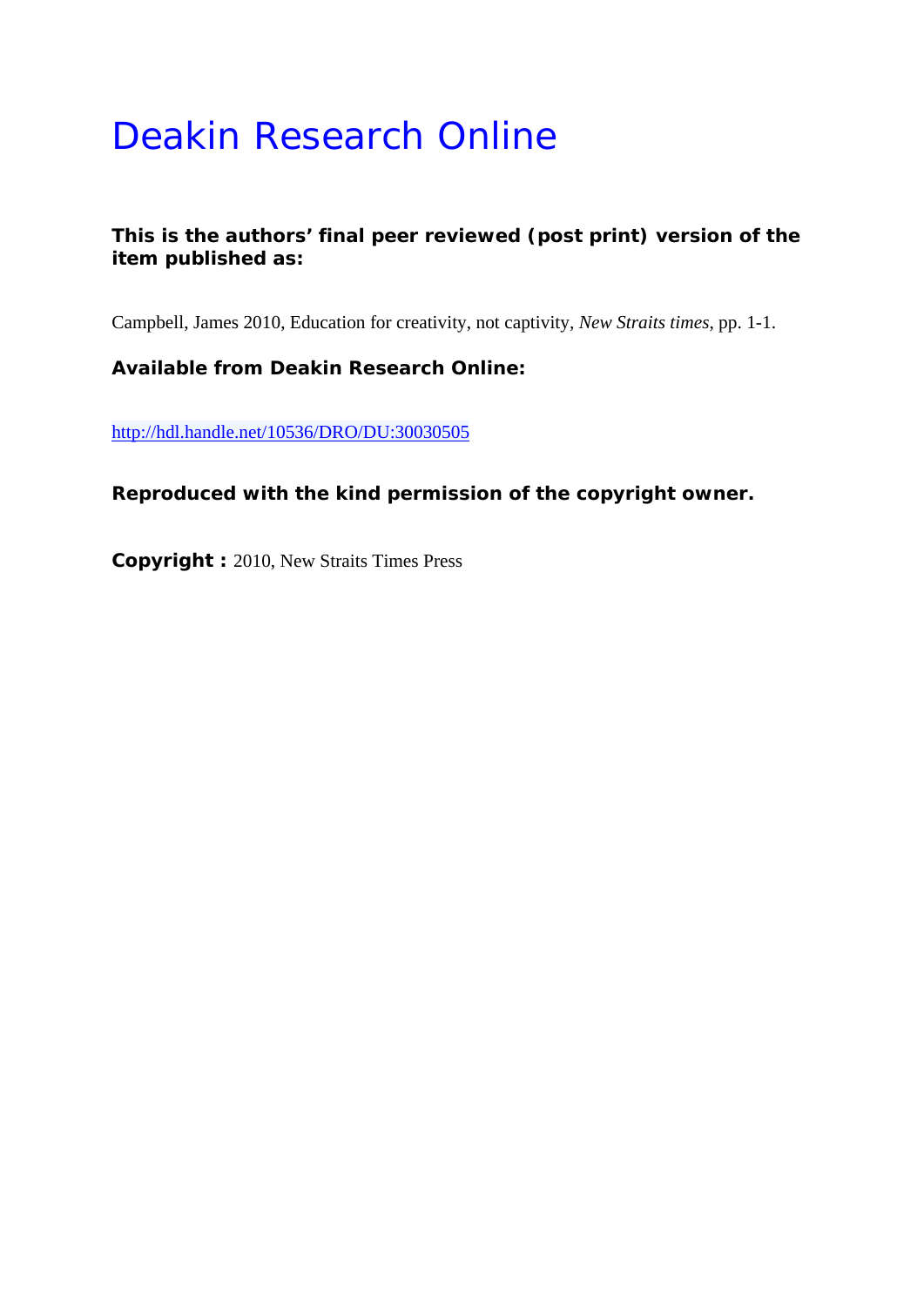# Deakin Research Online

**This is the authors' final peer reviewed (post print) version of the item published as:**

Campbell, James 2010, Education for creativity, not captivity, *New Straits times*, pp. 1-1.

**Available from Deakin Research Online:**

http://hdl.handle.net/10536/DRO/DU:30030505

**Reproduced with the kind permission of the copyright owner.**

**Copyright :** 2010, New Straits Times Press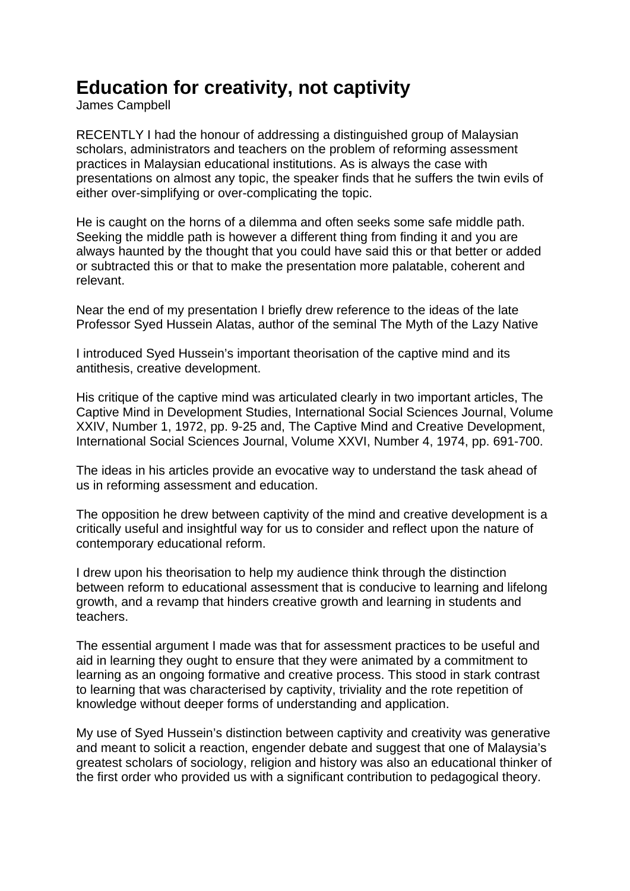# Education for creativity, not captivity

James Campbell

RECENTLY I had the honour of addressing a distinguished group of Malaysian scholars, administrators and teachers on the problem of reforming assessment practices in Malaysian educational institutions. As is always the case with presentations on almost any topic, the speaker finds that he suffers the twin evils of either over-simplifying or over-complicating the topic.

He is caught on the horns of a dilemma and often seeks some safe middle path. Seeking the middle path is however a different thing from finding it and you are always haunted by the thought that you could have said this or that better or added or subtracted this or that to make the presentation more palatable, coherent and relevant.

Near the end of my presentation I briefly drew reference to the ideas of the late Professor Syed Hussein Alatas, author of the seminal The Myth of the Lazy Native

I introduced Syed Hussein's important theorisation of the captive mind and its antithesis, creative development.

His critique of the captive mind was articulated clearly in two important articles, The Captive Mind in Development Studies, International Social Sciences Journal, Volume XXIV, Number 1, 1972, pp. 9-25 and, The Captive Mind and Creative Development, International Social Sciences Journal, Volume XXVI, Number 4, 1974, pp. 691-700.

The ideas in his articles provide an evocative way to understand the task ahead of us in reforming assessment and education.

The opposition he drew between captivity of the mind and creative development is a critically useful and insightful way for us to consider and reflect upon the nature of contemporary educational reform.

I drew upon his theorisation to help my audience think through the distinction between reform to educational assessment that is conducive to learning and lifelong growth, and a revamp that hinders creative growth and learning in students and teachers.

The essential argument I made was that for assessment practices to be useful and aid in learning they ought to ensure that they were animated by a commitment to learning as an ongoing formative and creative process. This stood in stark contrast to learning that was characterised by captivity, triviality and the rote repetition of knowledge without deeper forms of understanding and application.

My use of Syed Hussein's distinction between captivity and creativity was generative and meant to solicit a reaction, engender debate and suggest that one of Malaysia's greatest scholars of sociology, religion and history was also an educational thinker of the first order who provided us with a significant contribution to pedagogical theory.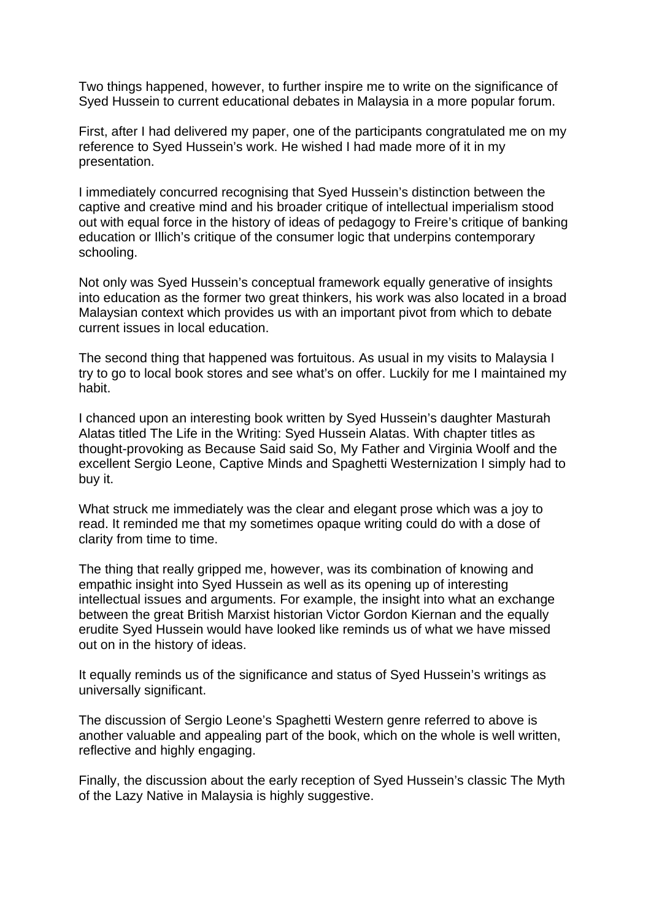Two things happened, however, to further inspire me to write on the significance of Syed Hussein to current educational debates in Malaysia in a more popular forum.

First, after I had delivered my paper, one of the participants congratulated me on my reference to Syed Hussein's work. He wished I had made more of it in my presentation.

I immediately concurred recognising that Syed Hussein's distinction between the captive and creative mind and his broader critique of intellectual imperialism stood out with equal force in the history of ideas of pedagogy to Freire's critique of banking education or Illich's critique of the consumer logic that underpins contemporary schooling.

Not only was Syed Hussein's conceptual framework equally generative of insights into education as the former two great thinkers, his work was also located in a broad Malaysian context which provides us with an important pivot from which to debate current issues in local education.

The second thing that happened was fortuitous. As usual in my visits to Malaysia I try to go to local book stores and see what's on offer. Luckily for me I maintained my habit.

I chanced upon an interesting book written by Syed Hussein's daughter Masturah Alatas titled The Life in the Writing: Syed Hussein Alatas. With chapter titles as thought-provoking as Because Said said So, My Father and Virginia Woolf and the excellent Sergio Leone, Captive Minds and Spaghetti Westernization I simply had to buy it.

What struck me immediately was the clear and elegant prose which was a joy to read. It reminded me that my sometimes opaque writing could do with a dose of clarity from time to time.

The thing that really gripped me, however, was its combination of knowing and empathic insight into Syed Hussein as well as its opening up of interesting intellectual issues and arguments. For example, the insight into what an exchange between the great British Marxist historian Victor Gordon Kiernan and the equally erudite Syed Hussein would have looked like reminds us of what we have missed out on in the history of ideas.

It equally reminds us of the significance and status of Syed Hussein's writings as universally significant.

The discussion of Sergio Leone's Spaghetti Western genre referred to above is another valuable and appealing part of the book, which on the whole is well written, reflective and highly engaging.

Finally, the discussion about the early reception of Syed Hussein's classic The Myth of the Lazy Native in Malaysia is highly suggestive.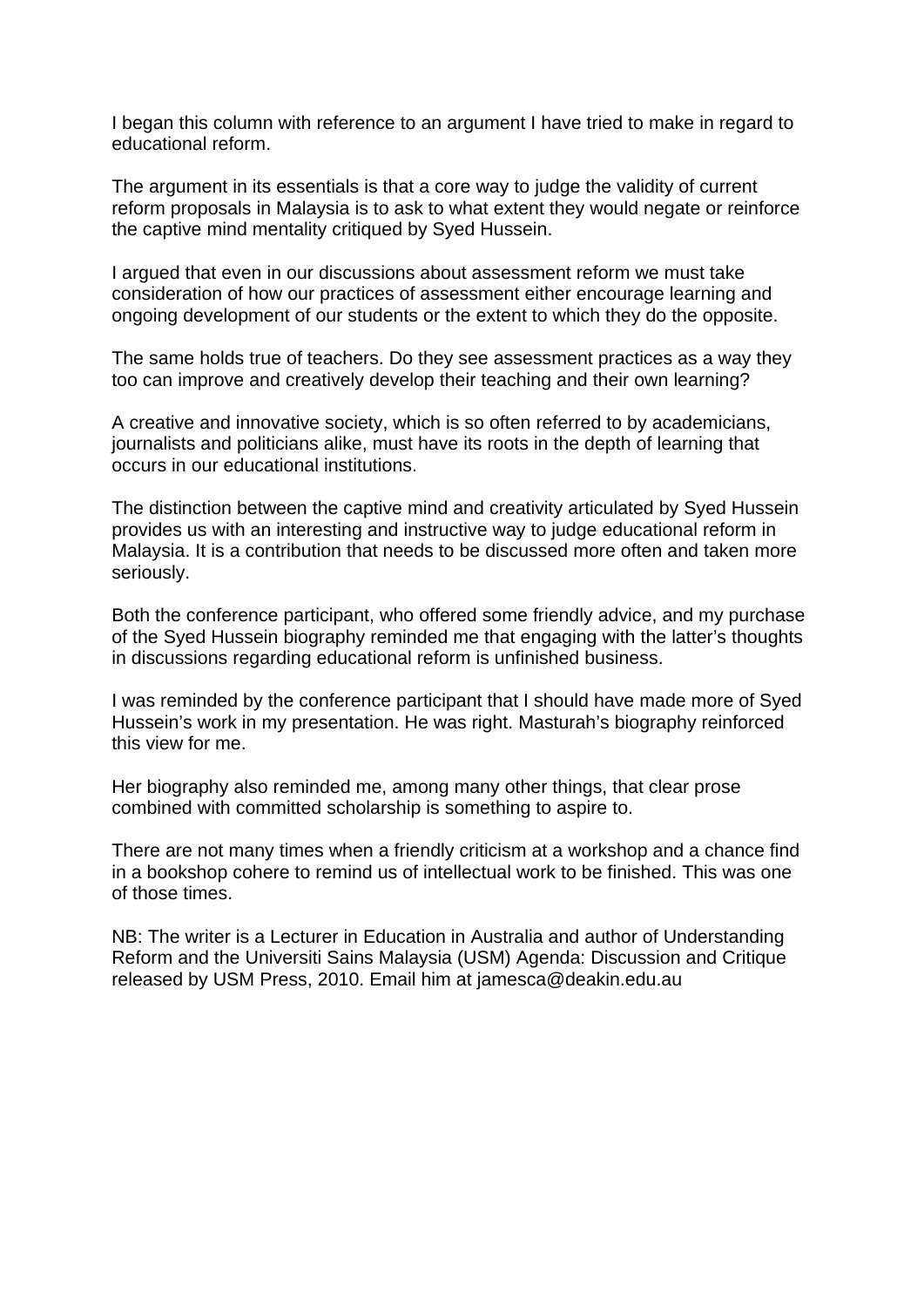I began this column with reference to an argument I have tried to make in regard to educational reform.

The argument in its essentials is that a core way to judge the validity of current reform proposals in Malaysia is to ask to what extent they would negate or reinforce the captive mind mentality critiqued by Syed Hussein.

I argued that even in our discussions about assessment reform we must take consideration of how our practices of assessment either encourage learning and ongoing development of our students or the extent to which they do the opposite.

The same holds true of teachers. Do they see assessment practices as a way they too can improve and creatively develop their teaching and their own learning?

A creative and innovative society, which is so often referred to by academicians, journalists and politicians alike, must have its roots in the depth of learning that occurs in our educational institutions.

The distinction between the captive mind and creativity articulated by Syed Hussein provides us with an interesting and instructive way to judge educational reform in Malaysia. It is a contribution that needs to be discussed more often and taken more seriously.

Both the conference participant, who offered some friendly advice, and my purchase of the Syed Hussein biography reminded me that engaging with the latter's thoughts in discussions regarding educational reform is unfinished business.

I was reminded by the conference participant that I should have made more of Syed Hussein's work in my presentation. He was right. Masturah's biography reinforced this view for me.

Her biography also reminded me, among many other things, that clear prose combined with committed scholarship is something to aspire to.

There are not many times when a friendly criticism at a workshop and a chance find in a bookshop cohere to remind us of intellectual work to be finished. This was one of those times.

NB: The writer is a Lecturer in Education in Australia and author of Understanding Reform and the Universiti Sains Malaysia (USM) Agenda: Discussion and Critique released by USM Press, 2010. Email him at jamesca@deakin.edu.au